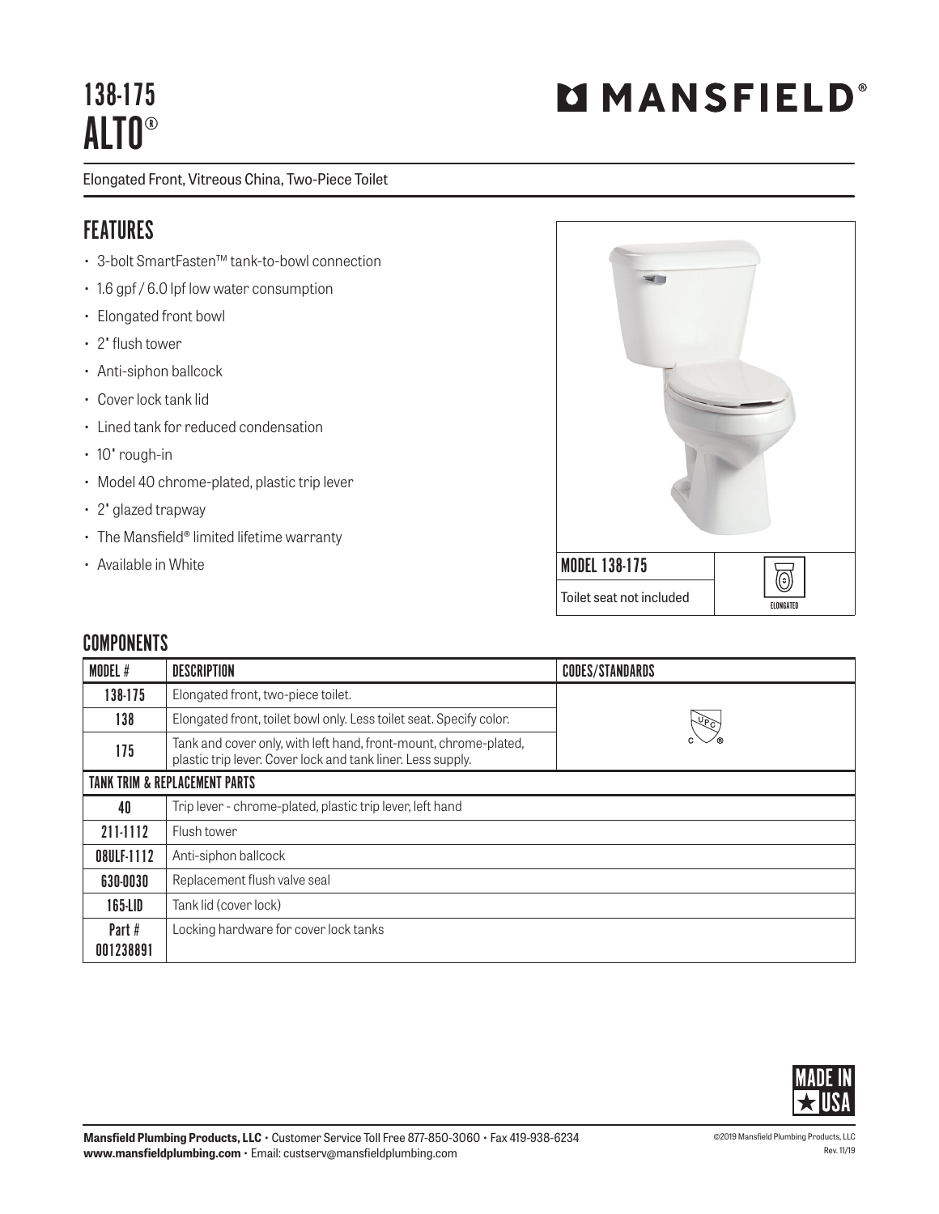# 138-175 ALTO®

**MANSFIELD®**

Elongated Front, Vitreous China, Two-Piece Toilet

## FEATURES

- 3-bolt SmartFasten™ tank-to-bowl connection
- 1.6 gpf / 6.0 lpf low water consumption
- Elongated front bowl
- 2" flush tower
- Anti-siphon ballcock
- Cover lock tank lid
- Lined tank for reduced condensation
- 10" rough-in
- Model 40 chrome-plated, plastic trip lever
- 2" glazed trapway
- The Mansfield® limited lifetime warranty
- Available in White

**MODEL 138-175**

Toilet seat not included

ELONGATED

## COMPONENTS

| MODEL # | DESCRIPTION | CODES/STANDARDS |
|---|---|---|
| 138-175 | Elongated front, two-piece toilet. | cUPC® |
| 138 | Elongated front, toilet bowl only. Less toilet seat. Specify color. | |
| 175 | Tank and cover only, with left hand, front-mount, chrome-plated, plastic trip lever. Cover lock and tank liner. Less supply. | |
| **TANK TRIM & REPLACEMENT PARTS** | | |
| 40 | Trip lever - chrome-plated, plastic trip lever, left hand | |
| 211-1112 | Flush tower | |
| 08ULF-1112 | Anti-siphon ballcock | |
| 630-0030 | Replacement flush valve seal | |
| 165-LID | Tank lid (cover lock) | |
| Part # 001238891 | Locking hardware for cover lock tanks | |

MADE IN ★ USA

**Mansfield Plumbing Products, LLC** • Customer Service Toll Free 877-850-3060 • Fax 419-938-6234
**www.mansfieldplumbing.com** • Email: custserv@mansfieldplumbing.com

©2019 Mansfield Plumbing Products, LLC
Rev. 11/19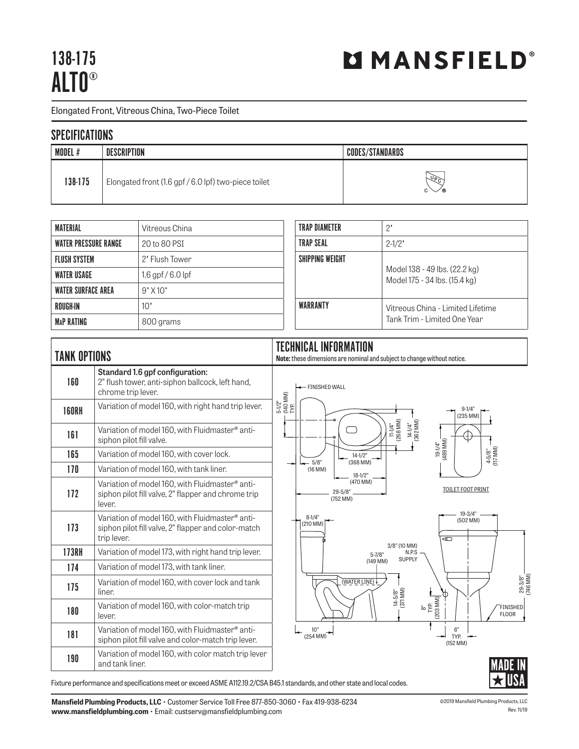# 138-175 ALTO®

**MANSFIELD®**

Elongated Front, Vitreous China, Two-Piece Toilet

## SPECIFICATIONS

| MODEL # | DESCRIPTION | CODES/STANDARDS |
|---|---|---|
| 138-175 | Elongated front (1.6 gpf / 6.0 lpf) two-piece toilet | UPC |

| | |
|---|---|
| MATERIAL | Vitreous China |
| WATER PRESSURE RANGE | 20 to 80 PSI |
| FLUSH SYSTEM | 2" Flush Tower |
| WATER USAGE | 1.6 gpf / 6.0 lpf |
| WATER SURFACE AREA | 9" X 10" |
| ROUGH-IN | 10" |
| MaP RATING | 800 grams |

| | |
|---|---|
| TRAP DIAMETER | 2" |
| TRAP SEAL | 2-1/2" |
| SHIPPING WEIGHT | Model 138 - 49 lbs. (22.2 kg) Model 175 - 34 lbs. (15.4 kg) |
| WARRANTY | Vitreous China - Limited Lifetime Tank Trim - Limited One Year |

## TANK OPTIONS

| | |
|---|---|
| 160 | **Standard 1.6 gpf configuration:** 2" flush tower, anti-siphon ballcock, left hand, chrome trip lever. |
| 160RH | Variation of model 160, with right hand trip lever. |
| 161 | Variation of model 160, with Fluidmaster® anti-siphon pilot fill valve. |
| 165 | Variation of model 160, with cover lock. |
| 170 | Variation of model 160, with tank liner. |
| 172 | Variation of model 160, with Fluidmaster® anti-siphon pilot fill valve, 2" flapper and chrome trip lever. |
| 173 | Variation of model 160, with Fluidmaster® anti-siphon pilot fill valve, 2" flapper and color-match trip lever. |
| 173RH | Variation of model 173, with right hand trip lever. |
| 174 | Variation of model 173, with tank liner. |
| 175 | Variation of model 160, with cover lock and tank liner. |
| 180 | Variation of model 160, with color-match trip lever. |
| 181 | Variation of model 160, with Fluidmaster® anti-siphon pilot fill valve and color-match trip lever. |
| 190 | Variation of model 160, with color match trip lever and tank liner. |

## TECHNICAL INFORMATION

**Note:** these dimensions are nominal and subject to change without notice.

FINISHED WALL
5-1/2" (140 MM) TYP.
11-1/4" (268 MM)
14-1/4" (362 MM)
5/8" (16 MM)
14-1/2" (368 MM)
18-1/2" (470 MM)
29-5/8" (752 MM)
9-1/4" (235 MM)
19-1/4" (489 MM)
4-5/8" (117 MM)
TOILET FOOT PRINT
8-1/4" (210 MM)
19-3/4" (502 MM)
3/8" (10 MM) N.P.S SUPPLY
5-7/8" (149 MM)
(WATER LINE)
14-5/8" (371 MM)
8" TYP. (203 MM)
29-3/8" (746 MM)
FINISHED FLOOR
10" (254 MM)
6" TYP. (152 MM)

MADE IN USA

Fixture performance and specifications meet or exceed ASME A112.19.2/CSA B45.1 standards, and other state and local codes.

**Mansfield Plumbing Products, LLC** • Customer Service Toll Free 877-850-3060 • Fax 419-938-6234
**www.mansfieldplumbing.com** • Email: custserv@mansfieldplumbing.com

©2019 Mansfield Plumbing Products, LLC
Rev. 11/19